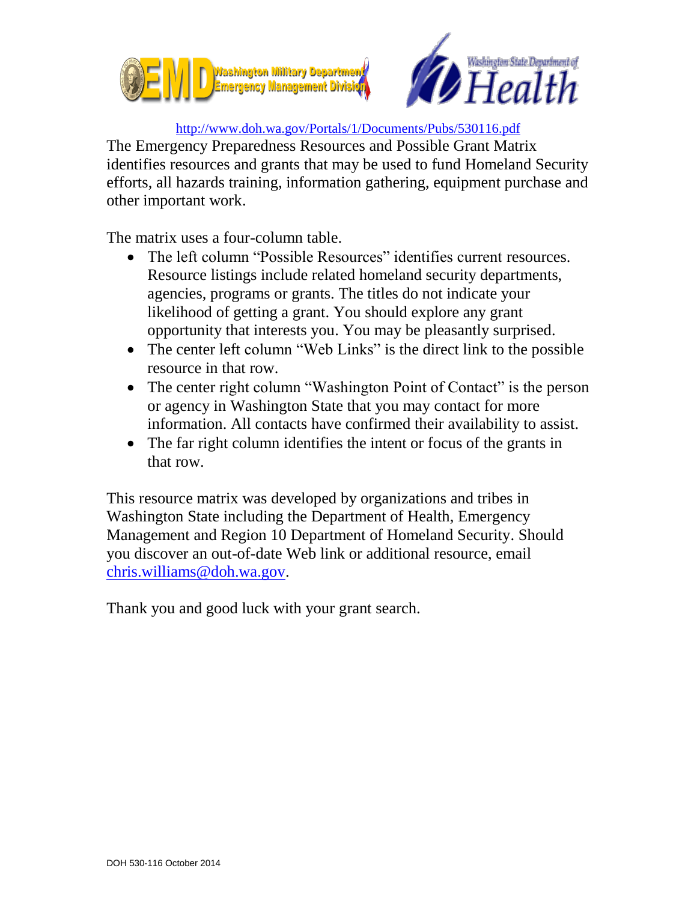http://www.doh.wa.gov/Portals/1/Documents/Pubs/530116.pdf

The Emergency Preparedness Resources and Possible Grant Matrix identifies resources and grants that may be used to fund Homeland Security efforts, all hazards training, information gathering, equipment purchase and other important work.

The matrix uses a four-column table.

- The left column "Possible Resources" identifies current resources. Resource listings include related homeland security departments, agencies, programs or grants. The titles do not indicate your likelihood of getting a grant. You should explore any grant opportunity that interests you. You may be pleasantly surprised.
- The center left column "Web Links" is the direct link to the possible resource in that row.
- The center right column "Washington Point of Contact" is the person or agency in Washington State that you may contact for more information. All contacts have confirmed their availability to assist.
- The far right column identifies the intent or focus of the grants in that row.

This resource matrix was developed by organizations and tribes in Washington State including the Department of Health, Emergency Management and Region 10 Department of Homeland Security. Should you discover an out-of-date Web link or additional resource, email chris.williams@doh.wa.gov.

Thank you and good luck with your grant search.

DOH 530-116 October 2014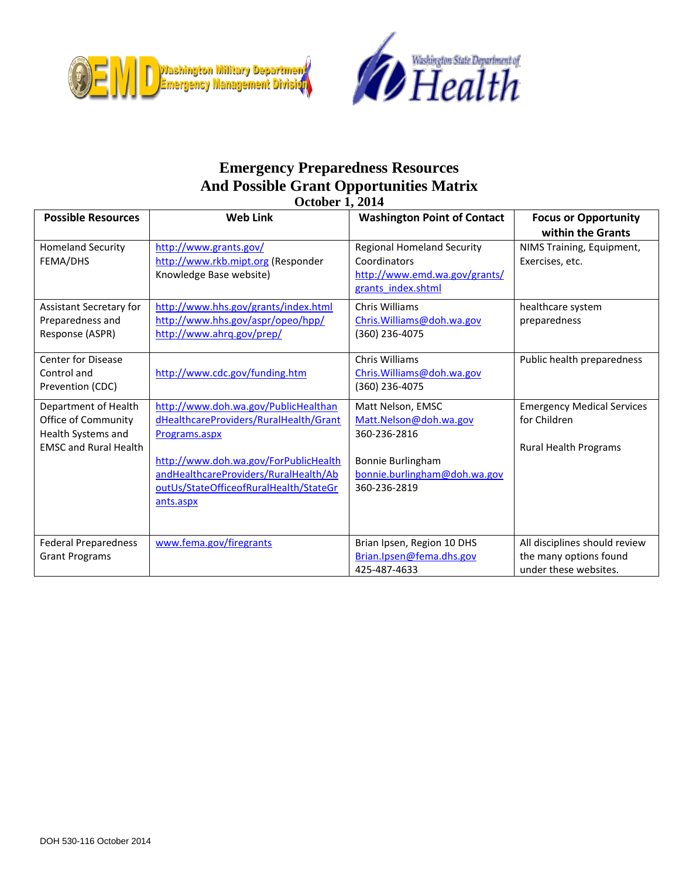# Emergency Preparedness Resources
# And Possible Grant Opportunities Matrix
## October 1, 2014

| Possible Resources | Web Link | Washington Point of Contact | Focus or Opportunity within the Grants |
|---|---|---|---|
| Homeland Security FEMA/DHS | http://www.grants.gov/<br>http://www.rkb.mipt.org (Responder Knowledge Base website) | Regional Homeland Security Coordinators<br>http://www.emd.wa.gov/grants/grants_index.shtml | NIMS Training, Equipment, Exercises, etc. |
| Assistant Secretary for Preparedness and Response (ASPR) | http://www.hhs.gov/grants/index.html<br>http://www.hhs.gov/aspr/opeo/hpp/<br>http://www.ahrq.gov/prep/ | Chris Williams<br>Chris.Williams@doh.wa.gov<br>(360) 236-4075 | healthcare system preparedness |
| Center for Disease Control and Prevention (CDC) | http://www.cdc.gov/funding.htm | Chris Williams<br>Chris.Williams@doh.wa.gov<br>(360) 236-4075 | Public health preparedness |
| Department of Health Office of Community Health Systems and EMSC and Rural Health | http://www.doh.wa.gov/PublicHealthandHealthcareProviders/RuralHealth/GrantPrograms.aspx<br><br>http://www.doh.wa.gov/ForPublicHealthandHealthcareProviders/RuralHealth/AboutUs/StateOfficeofRuralHealth/StateGrants.aspx | Matt Nelson, EMSC<br>Matt.Nelson@doh.wa.gov<br>360-236-2816<br><br>Bonnie Burlingham<br>bonnie.burlingham@doh.wa.gov<br>360-236-2819 | Emergency Medical Services for Children<br><br>Rural Health Programs |
| Federal Preparedness Grant Programs | www.fema.gov/firegrants | Brian Ipsen, Region 10 DHS<br>Brian.Ipsen@fema.dhs.gov<br>425-487-4633 | All disciplines should review the many options found under these websites. |

DOH 530-116 October 2014